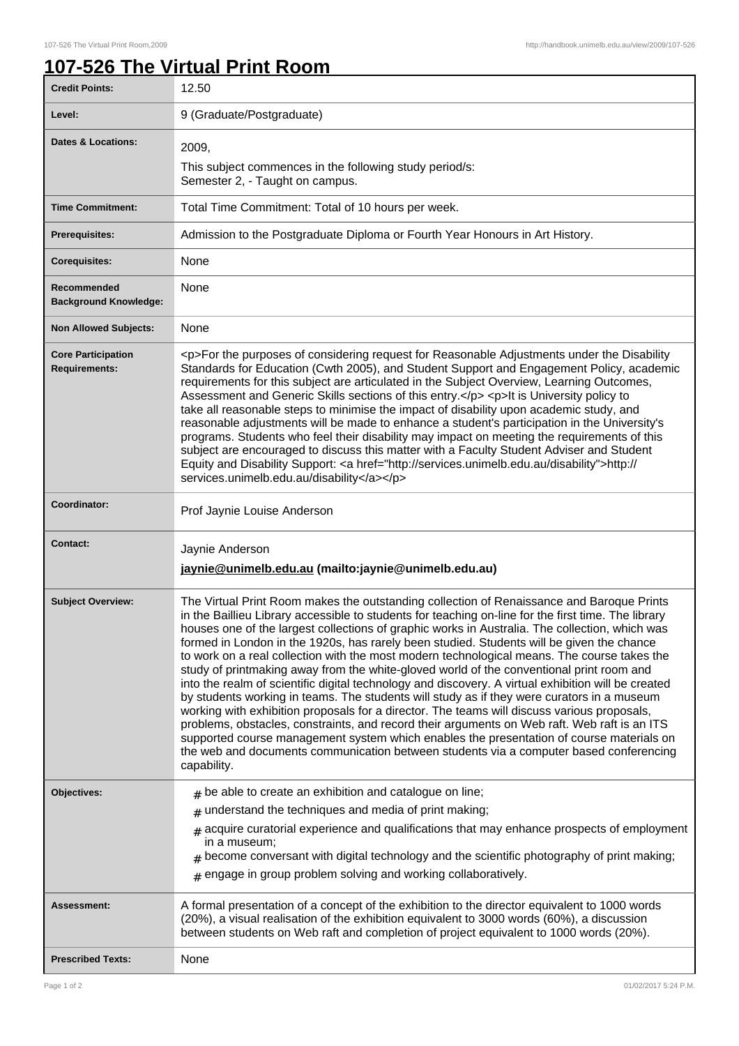# 107-526 The Virtual Print Room

| | |
|---|---|
| **Credit Points:** | 12.50 |
| **Level:** | 9 (Graduate/Postgraduate) |
| **Dates & Locations:** | 2009,<br>This subject commences in the following study period/s:<br>Semester 2, - Taught on campus. |
| **Time Commitment:** | Total Time Commitment: Total of 10 hours per week. |
| **Prerequisites:** | Admission to the Postgraduate Diploma or Fourth Year Honours in Art History. |
| **Corequisites:** | None |
| **Recommended Background Knowledge:** | None |
| **Non Allowed Subjects:** | None |
| **Core Participation Requirements:** | <p>For the purposes of considering request for Reasonable Adjustments under the Disability Standards for Education (Cwth 2005), and Student Support and Engagement Policy, academic requirements for this subject are articulated in the Subject Overview, Learning Outcomes, Assessment and Generic Skills sections of this entry.</p> <p>It is University policy to take all reasonable steps to minimise the impact of disability upon academic study, and reasonable adjustments will be made to enhance a student's participation in the University's programs. Students who feel their disability may impact on meeting the requirements of this subject are encouraged to discuss this matter with a Faculty Student Adviser and Student Equity and Disability Support: <a href="http://services.unimelb.edu.au/disability">http://services.unimelb.edu.au/disability</a></p> |
| **Coordinator:** | Prof Jaynie Louise Anderson |
| **Contact:** | Jaynie Anderson<br>**jaynie@unimelb.edu.au (mailto:jaynie@unimelb.edu.au)** |
| **Subject Overview:** | The Virtual Print Room makes the outstanding collection of Renaissance and Baroque Prints in the Baillieu Library accessible to students for teaching on-line for the first time. The library houses one of the largest collections of graphic works in Australia. The collection, which was formed in London in the 1920s, has rarely been studied. Students will be given the chance to work on a real collection with the most modern technological means. The course takes the study of printmaking away from the white-gloved world of the conventional print room and into the realm of scientific digital technology and discovery. A virtual exhibition will be created by students working in teams. The students will study as if they were curators in a museum working with exhibition proposals for a director. The teams will discuss various proposals, problems, obstacles, constraints, and record their arguments on Web raft. Web raft is an ITS supported course management system which enables the presentation of course materials on the web and documents communication between students via a computer based conferencing capability. |
| **Objectives:** | # be able to create an exhibition and catalogue on line;<br># understand the techniques and media of print making;<br># acquire curatorial experience and qualifications that may enhance prospects of employment in a museum;<br># become conversant with digital technology and the scientific photography of print making;<br># engage in group problem solving and working collaboratively. |
| **Assessment:** | A formal presentation of a concept of the exhibition to the director equivalent to 1000 words (20%), a visual realisation of the exhibition equivalent to 3000 words (60%), a discussion between students on Web raft and completion of project equivalent to 1000 words (20%). |
| **Prescribed Texts:** | None |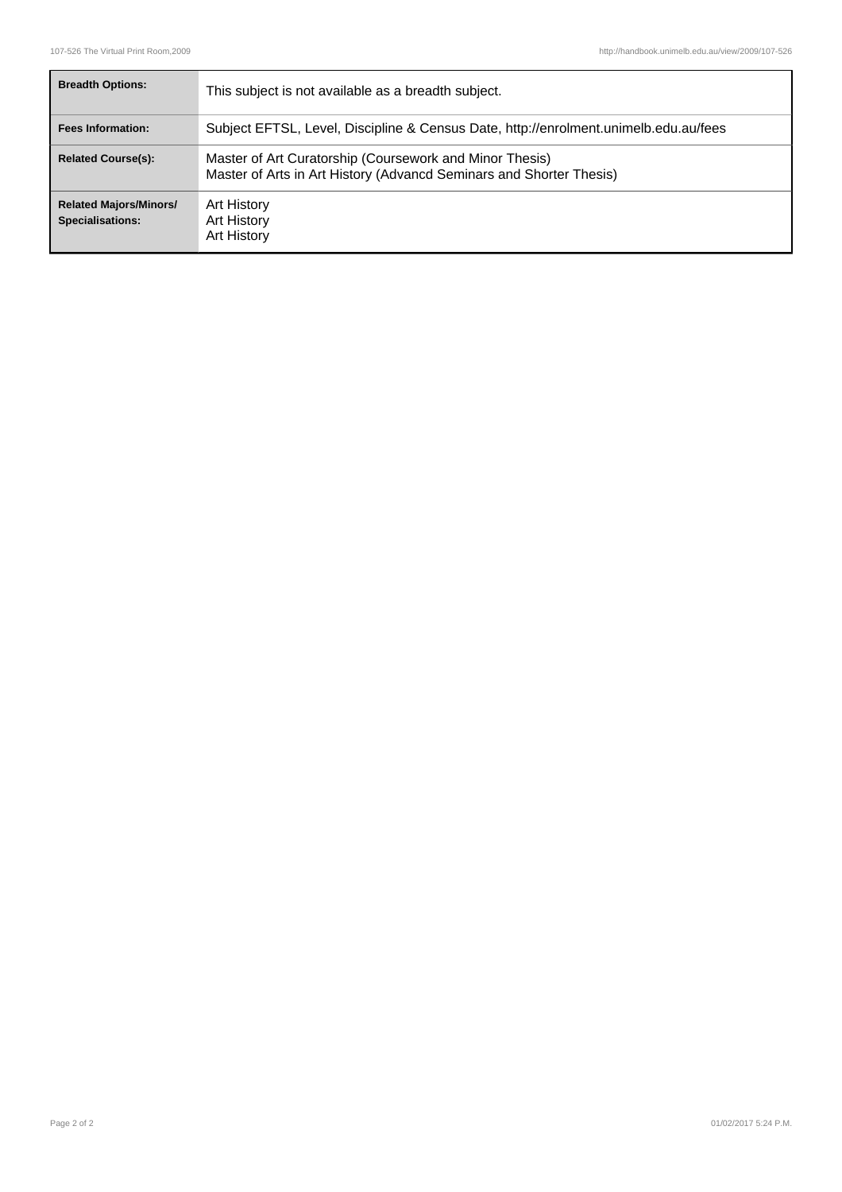| | |
|---|---|
| **Breadth Options:** | This subject is not available as a breadth subject. |
| **Fees Information:** | Subject EFTSL, Level, Discipline & Census Date, http://enrolment.unimelb.edu.au/fees |
| **Related Course(s):** | Master of Art Curatorship (Coursework and Minor Thesis)<br>Master of Arts in Art History (Advancd Seminars and Shorter Thesis) |
| **Related Majors/Minors/ Specialisations:** | Art History<br>Art History<br>Art History |